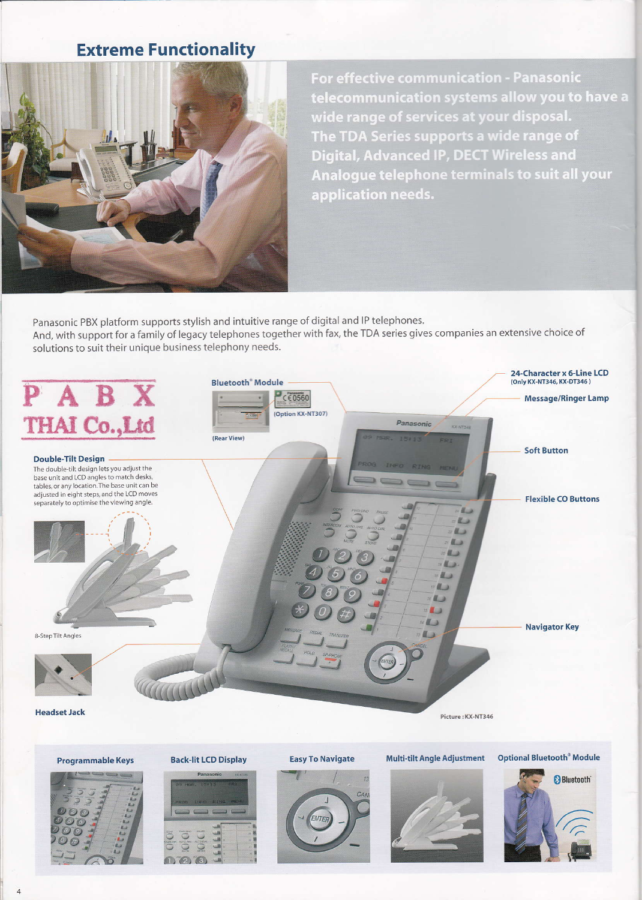# Extreme Functionality

**For effective communication - Panasonic telecommunication systems allow you to have a wide range of services at your disposal. The TDA Series supports a wide range of Digital, Advanced IP, DECT Wireless and Analogue telephone terminals to suit all your application needs.**

Panasonic PBX platform supports stylish and intuitive range of digital and IP telephones. And, with support for a family of legacy telephones together with fax, the TDA series gives companies an extensive choice of solutions to suit their unique business telephony needs.

PABX THAI Co.,Ltd

**Bluetooth® Module**

(Option KX-NT307)

(Rear View)

**Double-Tilt Design**

The double-tilt design lets you adjust the base unit and LCD angles to match desks, tables, or any location. The base unit can be adjusted in eight steps, and the LCD moves separately to optimise the viewing angle.

8-Step Tilt Angles

**Headset Jack**

**24-Character x 6-Line LCD**
(Only KX-NT346, KX-DT346)

**Message/Ringer Lamp**

**Soft Button**

**Flexible CO Buttons**

**Navigator Key**

Picture : KX-NT346

**Programmable Keys** | **Back-lit LCD Display** | **Easy To Navigate** | **Multi-tilt Angle Adjustment** | **Optional Bluetooth® Module**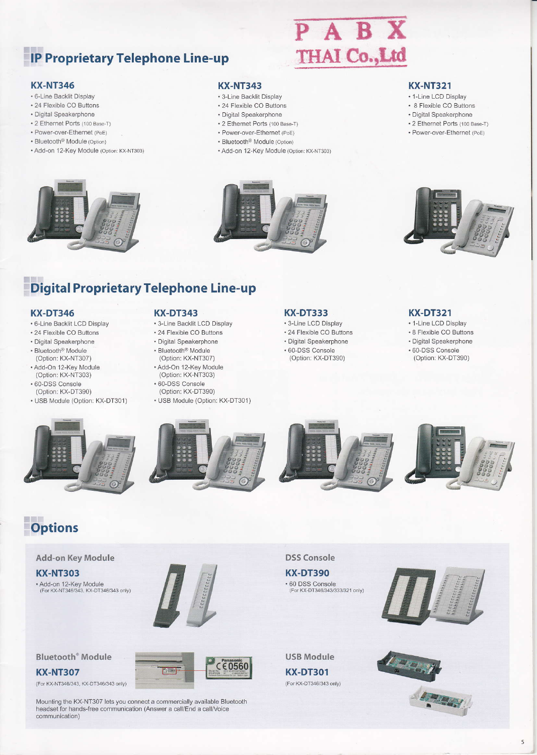PABX THAI Co.,Ltd

## IP Proprietary Telephone Line-up

### KX-NT346

- 6-Line Backlit Display
- 24 Flexible CO Buttons
- Digital Speakerphone
- 2 Ethernet Ports (100 Base-T)
- Power-over-Ethernet (PoE)
- Bluetooth® Module (Option)
- Add-on 12-Key Module (Option: KX-NT303)

### KX-NT343

- 3-Line Backlit Display
- 24 Flexible CO Buttons
- Digital Speakerphone
- 2 Ethernet Ports (100 Base-T)
- Power-over-Ethernet (PoE)
- Bluetooth® Module (Option)
- Add-on 12-Key Module (Option: KX-NT303)

### KX-NT321

- 1-Line LCD Display
- 8 Flexible CO Buttons
- Digital Speakerphone
- 2 Ethernet Ports (100 Base-T)
- Power-over-Ethernet (PoE)

## Digital Proprietary Telephone Line-up

### KX-DT346

- 6-Line Backlit LCD Display
- 24 Flexible CO Buttons
- Digital Speakerphone
- Bluetooth® Module (Option: KX-NT307)
- Add-On 12-Key Module (Option: KX-NT303)
- 60-DSS Console (Option: KX-DT390)
- USB Module (Option: KX-DT301)

### KX-DT343

- 3-Line Backlit LCD Display
- 24 Flexible CO Buttons
- Digital Speakerphone
- Bluetooth® Module (Option: KX-NT307)
- Add-On 12-Key Module (Option: KX-NT303)
- 60-DSS Console (Option: KX-DT390)
- USB Module (Option: KX-DT301)

### KX-DT333

- 3-Line LCD Display
- 24 Flexible CO Buttons
- Digital Speakerphone
- 60-DSS Console (Option: KX-DT390)

### KX-DT321

- 1-Line LCD Display
- 8 Flexible CO Buttons
- Digital Speakerphone
- 60-DSS Console (Option: KX-DT390)

## Options

### Add-on Key Module

**KX-NT303**

- Add-on 12-Key Module (For KX-NT346/343, KX-DT346/343 only)

### DSS Console

**KX-DT390**

- 60 DSS Console (For KX-DT346/343/333/321 only)

### Bluetooth® Module

**KX-NT307**

(For KX-NT346/343, KX-DT346/343 only)

Mounting the KX-NT307 lets you connect a commercially available Bluetooth headset for hands-free communication (Answer a call/End a call/Voice communication)

### USB Module

**KX-DT301**

(For KX-DT346/343 only)